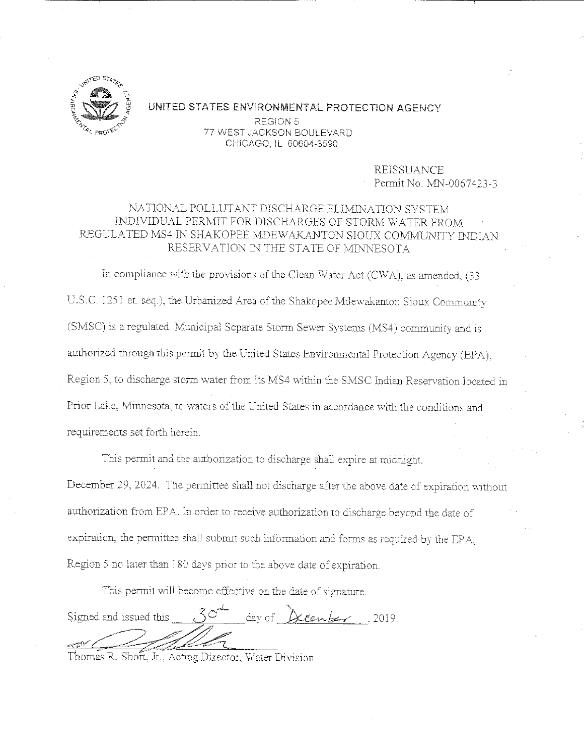UNITED STATES ENVIRONMENTAL PROTECTION AGENCY
REGION 5
77 WEST JACKSON BOULEVARD
CHICAGO, IL 60604-3590

REISSUANCE
Permit No. MN-0067423-3

# NATIONAL POLLUTANT DISCHARGE ELIMINATION SYSTEM INDIVIDUAL PERMIT FOR DISCHARGES OF STORM WATER FROM REGULATED MS4 IN SHAKOPEE MDEWAKANTON SIOUX COMMUNITY INDIAN RESERVATION IN THE STATE OF MINNESOTA

In compliance with the provisions of the Clean Water Act (CWA), as amended, (33 U.S.C. 1251 et. seq.), the Urbanized Area of the Shakopee Mdewakanton Sioux Community (SMSC) is a regulated Municipal Separate Storm Sewer Systems (MS4) community and is authorized through this permit by the United States Environmental Protection Agency (EPA), Region 5, to discharge storm water from its MS4 within the SMSC Indian Reservation located in Prior Lake, Minnesota, to waters of the United States in accordance with the conditions and requirements set forth herein.

This permit and the authorization to discharge shall expire at midnight, December 29, 2024. The permittee shall not discharge after the above date of expiration without authorization from EPA. In order to receive authorization to discharge beyond the date of expiration, the permittee shall submit such information and forms as required by the EPA, Region 5 no later than 180 days prior to the above date of expiration.

This permit will become effective on the date of signature.

Signed and issued this 30th day of December, 2019.

Thomas R. Short, Jr., Acting Director, Water Division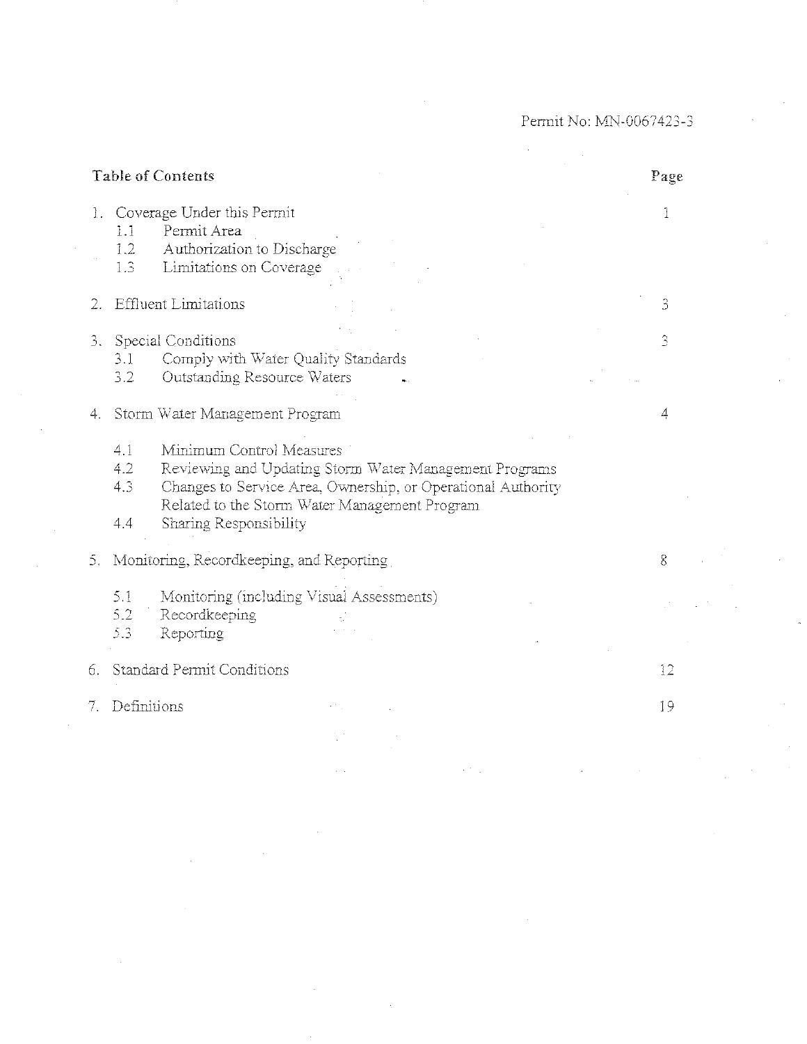Permit No: MN-0067423-3

## Table of Contents

| Section | Page |
|---|---|
| 1. Coverage Under this Permit | 1 |
| 1.1 Permit Area | |
| 1.2 Authorization to Discharge | |
| 1.3 Limitations on Coverage | |
| 2. Effluent Limitations | 3 |
| 3. Special Conditions | 3 |
| 3.1 Comply with Water Quality Standards | |
| 3.2 Outstanding Resource Waters | |
| 4. Storm Water Management Program | 4 |
| 4.1 Minimum Control Measures | |
| 4.2 Reviewing and Updating Storm Water Management Programs | |
| 4.3 Changes to Service Area, Ownership, or Operational Authority Related to the Storm Water Management Program | |
| 4.4 Sharing Responsibility | |
| 5. Monitoring, Recordkeeping, and Reporting | 8 |
| 5.1 Monitoring (including Visual Assessments) | |
| 5.2 Recordkeeping | |
| 5.3 Reporting | |
| 6. Standard Permit Conditions | 12 |
| 7. Definitions | 19 |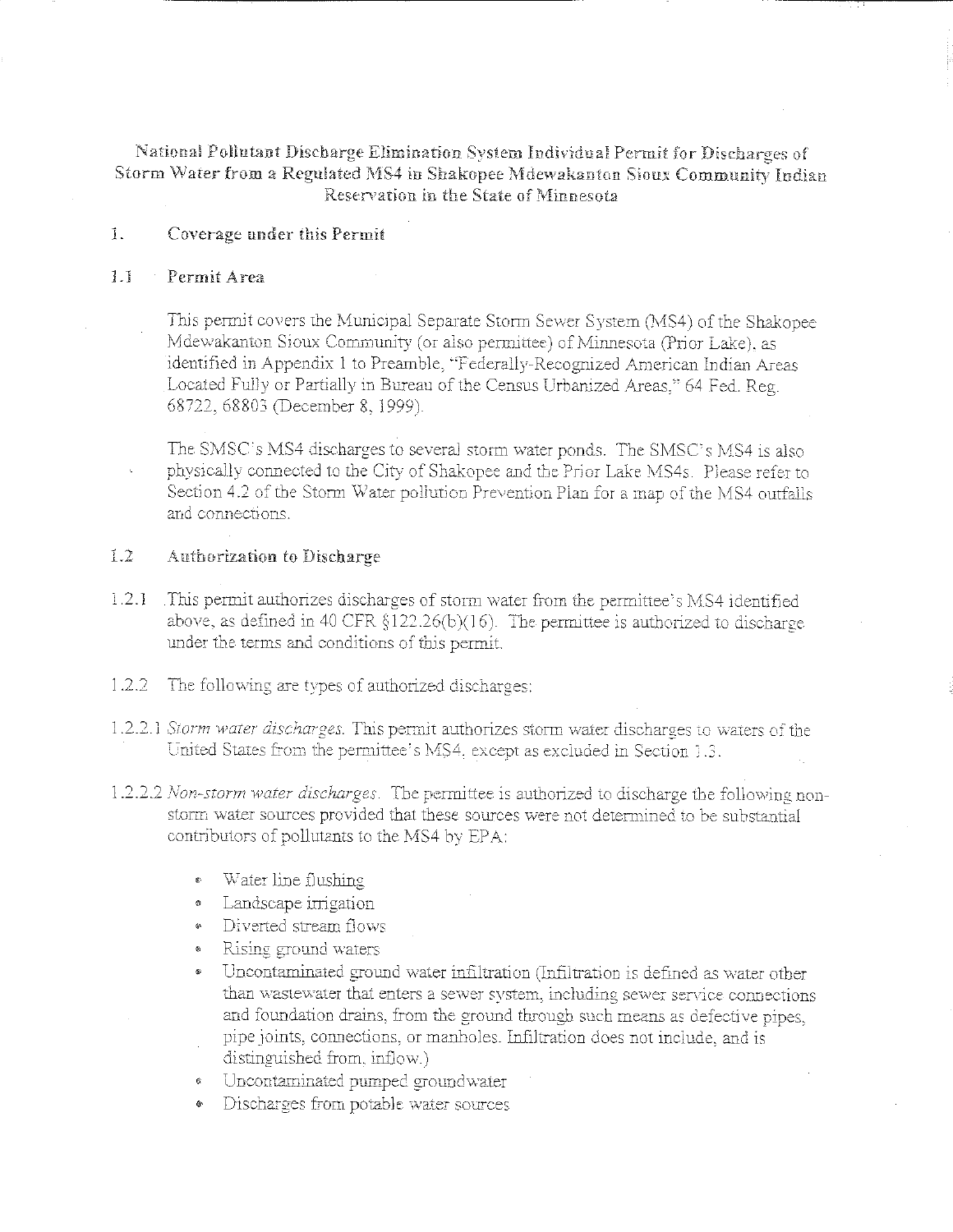National Pollutant Discharge Elimination System Individual Permit for Discharges of Storm Water from a Regulated MS4 in Shakopee Mdewakanton Sioux Community Indian Reservation in the State of Minnesota

## 1. Coverage under this Permit

### 1.1 Permit Area

This permit covers the Municipal Separate Storm Sewer System (MS4) of the Shakopee Mdewakanton Sioux Community (or also permittee) of Minnesota (Prior Lake), as identified in Appendix 1 to Preamble, "Federally-Recognized American Indian Areas Located Fully or Partially in Bureau of the Census Urbanized Areas," 64 Fed. Reg. 68722, 68803 (December 8, 1999).

The SMSC's MS4 discharges to several storm water ponds. The SMSC's MS4 is also physically connected to the City of Shakopee and the Prior Lake MS4s. Please refer to Section 4.2 of the Storm Water pollution Prevention Plan for a map of the MS4 outfalls and connections.

### 1.2 Authorization to Discharge

1.2.1 This permit authorizes discharges of storm water from the permittee's MS4 identified above, as defined in 40 CFR §122.26(b)(16). The permittee is authorized to discharge under the terms and conditions of this permit.

1.2.2 The following are types of authorized discharges:

1.2.2.1 *Storm water discharges.* This permit authorizes storm water discharges to waters of the United States from the permittee's MS4, except as excluded in Section 1.3.

1.2.2.2 *Non-storm water discharges.* The permittee is authorized to discharge the following non-storm water sources provided that these sources were not determined to be substantial contributors of pollutants to the MS4 by EPA:

- Water line flushing
- Landscape irrigation
- Diverted stream flows
- Rising ground waters
- Uncontaminated ground water infiltration (Infiltration is defined as water other than wastewater that enters a sewer system, including sewer service connections and foundation drains, from the ground through such means as defective pipes, pipe joints, connections, or manholes. Infiltration does not include, and is distinguished from, inflow.)
- Uncontaminated pumped groundwater
- Discharges from potable water sources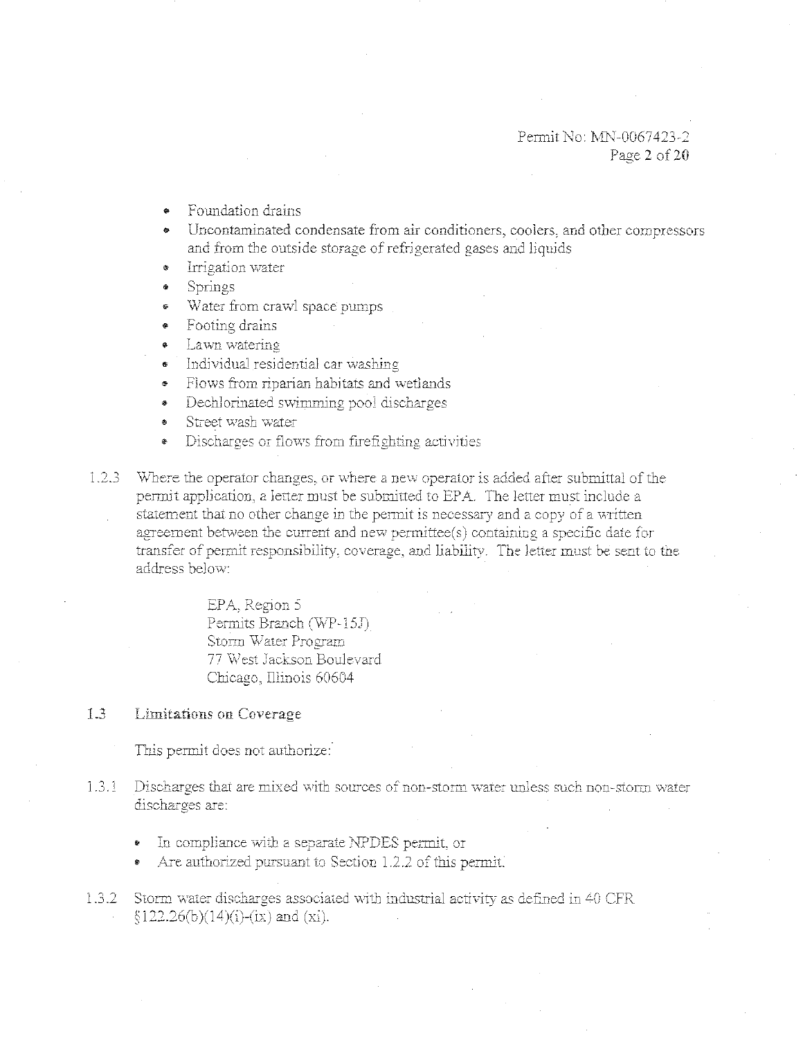- Foundation drains
- Uncontaminated condensate from air conditioners, coolers, and other compressors and from the outside storage of refrigerated gases and liquids
- Irrigation water
- Springs
- Water from crawl space pumps
- Footing drains
- Lawn watering
- Individual residential car washing
- Flows from riparian habitats and wetlands
- Dechlorinated swimming pool discharges
- Street wash water
- Discharges or flows from firefighting activities

1.2.3 Where the operator changes, or where a new operator is added after submittal of the permit application, a letter must be submitted to EPA. The letter must include a statement that no other change in the permit is necessary and a copy of a written agreement between the current and new permittee(s) containing a specific date for transfer of permit responsibility, coverage, and liability. The letter must be sent to the address below:

> EPA, Region 5
> Permits Branch (WP-15J)
> Storm Water Program
> 77 West Jackson Boulevard
> Chicago, Illinois 60604

## 1.3 Limitations on Coverage

This permit does not authorize:

1.3.1 Discharges that are mixed with sources of non-storm water unless such non-storm water discharges are:

- In compliance with a separate NPDES permit, or
- Are authorized pursuant to Section 1.2.2 of this permit.

1.3.2 Storm water discharges associated with industrial activity as defined in 40 CFR §122.26(b)(14)(i)-(ix) and (xi).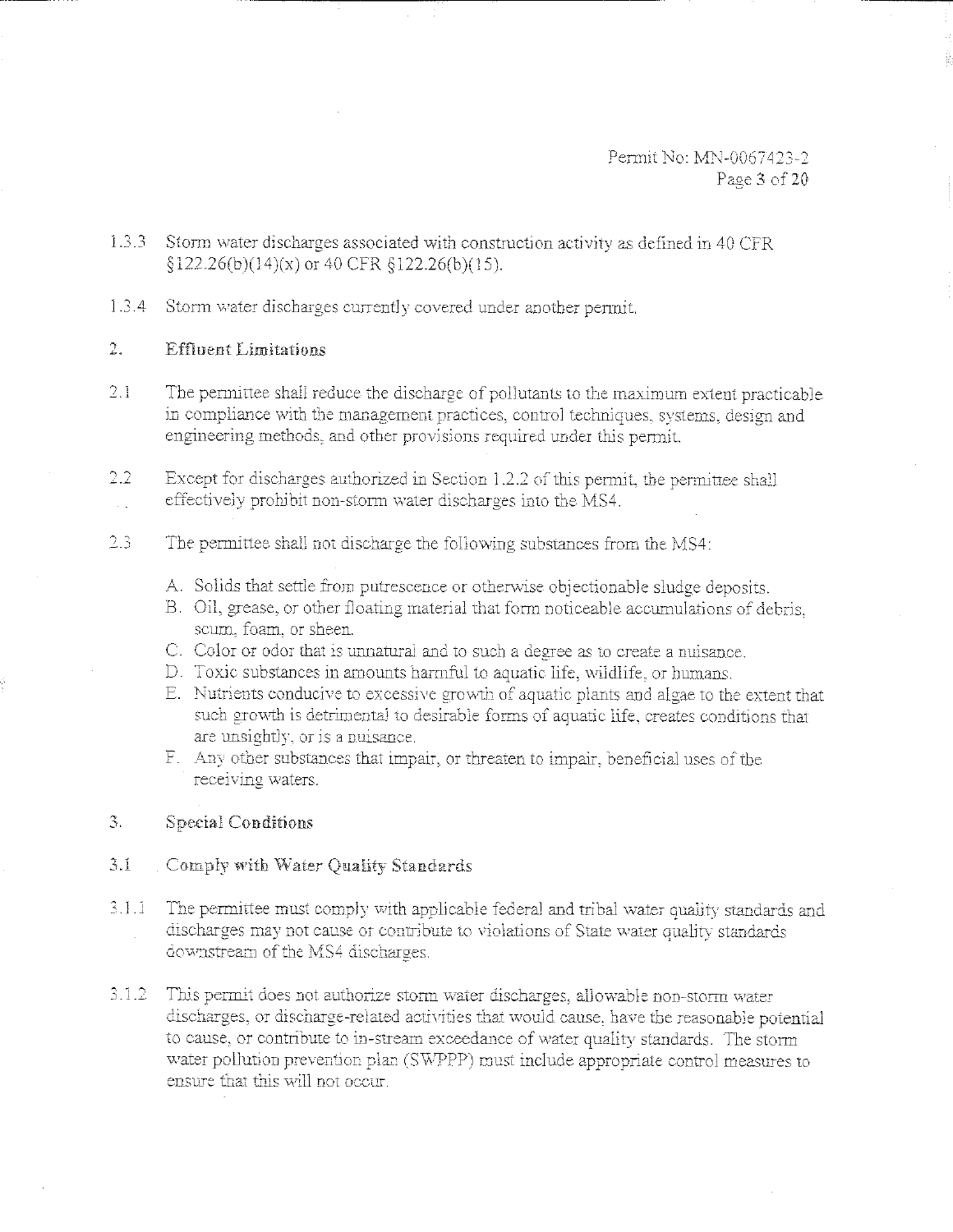1.3.3 Storm water discharges associated with construction activity as defined in 40 CFR §122.26(b)(14)(x) or 40 CFR §122.26(b)(15).

1.3.4 Storm water discharges currently covered under another permit.

## 2. Effluent Limitations

2.1 The permittee shall reduce the discharge of pollutants to the maximum extent practicable in compliance with the management practices, control techniques, systems, design and engineering methods, and other provisions required under this permit.

2.2 Except for discharges authorized in Section 1.2.2 of this permit, the permittee shall effectively prohibit non-storm water discharges into the MS4.

2.3 The permittee shall not discharge the following substances from the MS4:

A. Solids that settle from putrescence or otherwise objectionable sludge deposits.
B. Oil, grease, or other floating material that form noticeable accumulations of debris, scum, foam, or sheen.
C. Color or odor that is unnatural and to such a degree as to create a nuisance.
D. Toxic substances in amounts harmful to aquatic life, wildlife, or humans.
E. Nutrients conducive to excessive growth of aquatic plants and algae to the extent that such growth is detrimental to desirable forms of aquatic life, creates conditions that are unsightly, or is a nuisance.
F. Any other substances that impair, or threaten to impair, beneficial uses of the receiving waters.

## 3. Special Conditions

### 3.1 Comply with Water Quality Standards

3.1.1 The permittee must comply with applicable federal and tribal water quality standards and discharges may not cause or contribute to violations of State water quality standards downstream of the MS4 discharges.

3.1.2 This permit does not authorize storm water discharges, allowable non-storm water discharges, or discharge-related activities that would cause, have the reasonable potential to cause, or contribute to in-stream exceedance of water quality standards. The storm water pollution prevention plan (SWPPP) must include appropriate control measures to ensure that this will not occur.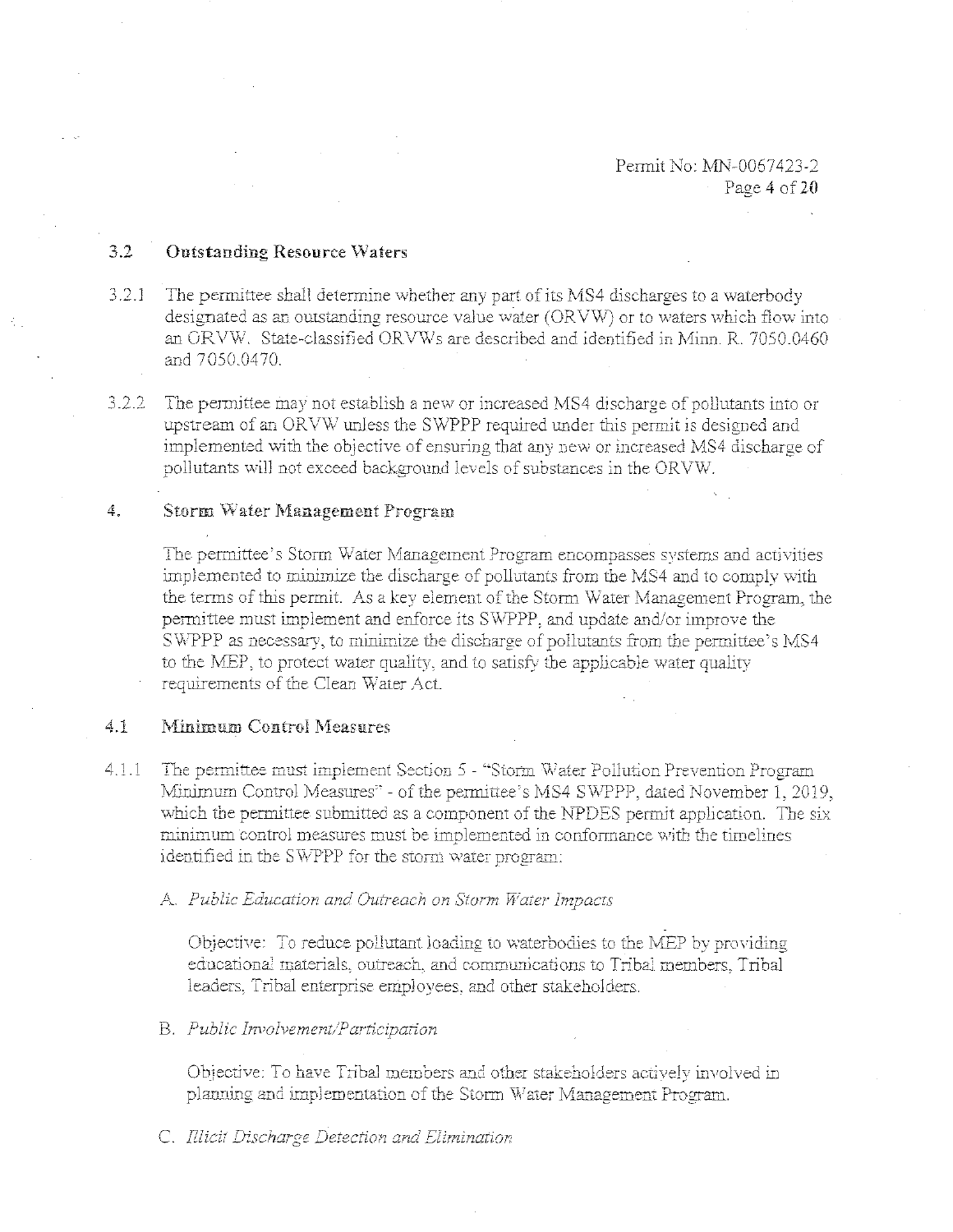### 3.2 Outstanding Resource Waters

3.2.1 The permittee shall determine whether any part of its MS4 discharges to a waterbody designated as an outstanding resource value water (ORVW) or to waters which flow into an ORVW. State-classified ORVWs are described and identified in Minn. R. 7050.0460 and 7050.0470.

3.2.2 The permittee may not establish a new or increased MS4 discharge of pollutants into or upstream of an ORVW unless the SWPPP required under this permit is designed and implemented with the objective of ensuring that any new or increased MS4 discharge of pollutants will not exceed background levels of substances in the ORVW.

## 4. Storm Water Management Program

The permittee's Storm Water Management Program encompasses systems and activities implemented to minimize the discharge of pollutants from the MS4 and to comply with the terms of this permit. As a key element of the Storm Water Management Program, the permittee must implement and enforce its SWPPP, and update and/or improve the SWPPP as necessary, to minimize the discharge of pollutants from the permittee's MS4 to the MEP, to protect water quality, and to satisfy the applicable water quality requirements of the Clean Water Act.

### 4.1 Minimum Control Measures

4.1.1 The permittee must implement Section 5 - "Storm Water Pollution Prevention Program Minimum Control Measures" - of the permittee's MS4 SWPPP, dated November 1, 2019, which the permittee submitted as a component of the NPDES permit application. The six minimum control measures must be implemented in conformance with the timelines identified in the SWPPP for the storm water program:

A. *Public Education and Outreach on Storm Water Impacts*

Objective: To reduce pollutant loading to waterbodies to the MEP by providing educational materials, outreach, and communications to Tribal members, Tribal leaders, Tribal enterprise employees, and other stakeholders.

B. *Public Involvement/Participation*

Objective: To have Tribal members and other stakeholders actively involved in planning and implementation of the Storm Water Management Program.

C. *Illicit Discharge Detection and Elimination*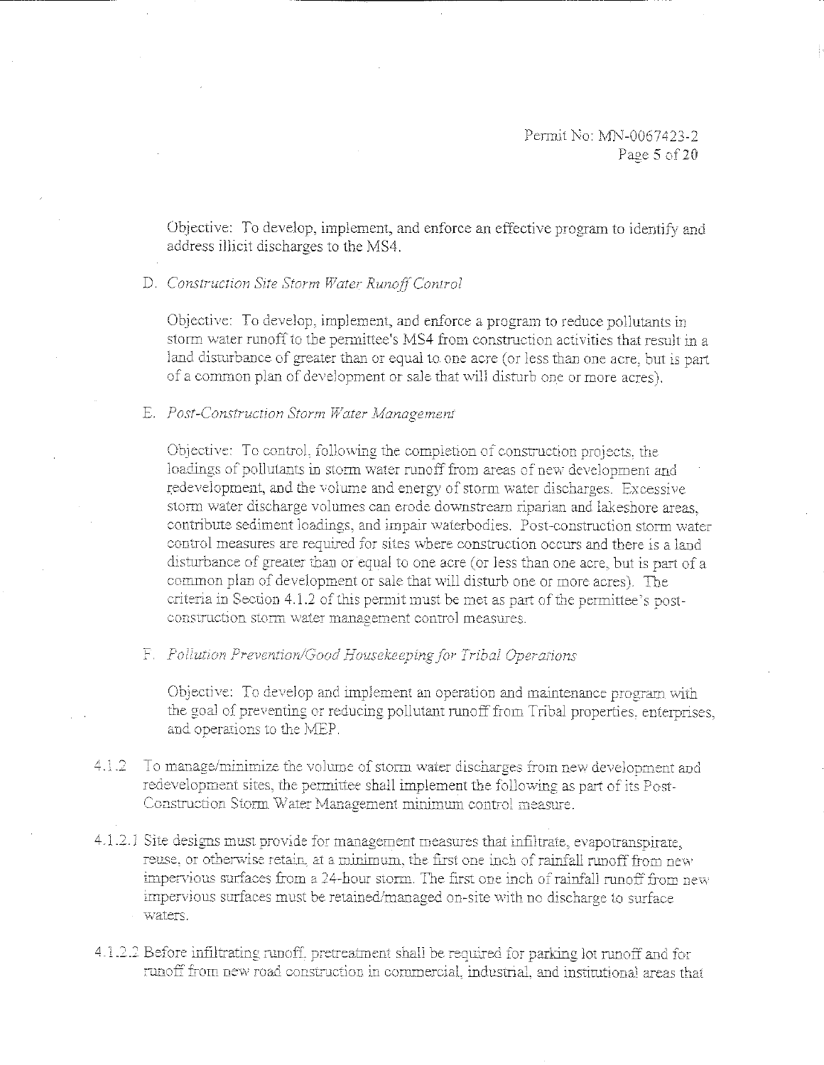Objective: To develop, implement, and enforce an effective program to identify and address illicit discharges to the MS4.

D. *Construction Site Storm Water Runoff Control*

Objective: To develop, implement, and enforce a program to reduce pollutants in storm water runoff to the permittee's MS4 from construction activities that result in a land disturbance of greater than or equal to one acre (or less than one acre, but is part of a common plan of development or sale that will disturb one or more acres).

E. *Post-Construction Storm Water Management*

Objective: To control, following the completion of construction projects, the loadings of pollutants in storm water runoff from areas of new development and redevelopment, and the volume and energy of storm water discharges. Excessive storm water discharge volumes can erode downstream riparian and lakeshore areas, contribute sediment loadings, and impair waterbodies. Post-construction storm water control measures are required for sites where construction occurs and there is a land disturbance of greater than or equal to one acre (or less than one acre, but is part of a common plan of development or sale that will disturb one or more acres). The criteria in Section 4.1.2 of this permit must be met as part of the permittee's post-construction storm water management control measures.

F. *Pollution Prevention/Good Housekeeping for Tribal Operations*

Objective: To develop and implement an operation and maintenance program with the goal of preventing or reducing pollutant runoff from Tribal properties, enterprises, and operations to the MEP.

4.1.2 To manage/minimize the volume of storm water discharges from new development and redevelopment sites, the permittee shall implement the following as part of its Post-Construction Storm Water Management minimum control measure.

4.1.2.1 Site designs must provide for management measures that infiltrate, evapotranspirate, reuse, or otherwise retain, at a minimum, the first one inch of rainfall runoff from new impervious surfaces from a 24-hour storm. The first one inch of rainfall runoff from new impervious surfaces must be retained/managed on-site with no discharge to surface waters.

4.1.2.2 Before infiltrating runoff, pretreatment shall be required for parking lot runoff and for runoff from new road construction in commercial, industrial, and institutional areas that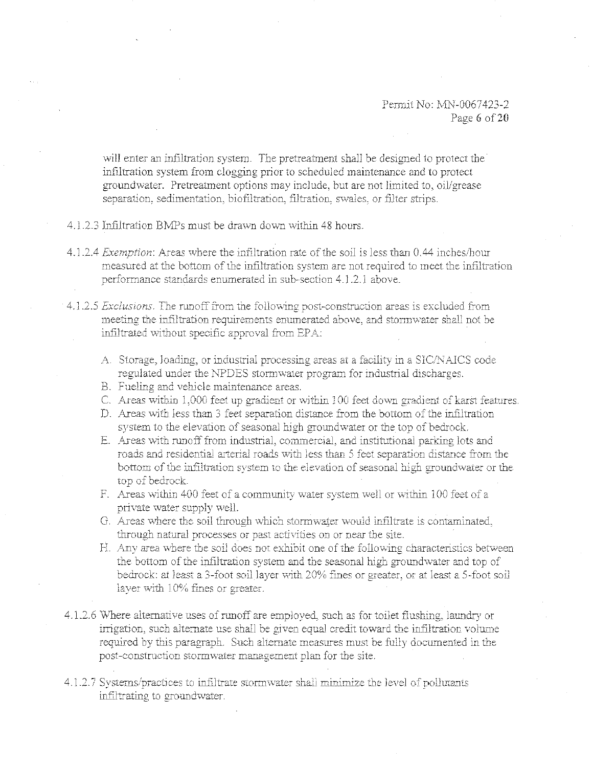will enter an infiltration system. The pretreatment shall be designed to protect the infiltration system from clogging prior to scheduled maintenance and to protect groundwater. Pretreatment options may include, but are not limited to, oil/grease separation, sedimentation, biofiltration, filtration, swales, or filter strips.

4.1.2.3 Infiltration BMPs must be drawn down within 48 hours.

4.1.2.4 *Exemption*: Areas where the infiltration rate of the soil is less than 0.44 inches/hour measured at the bottom of the infiltration system are not required to meet the infiltration performance standards enumerated in sub-section 4.1.2.1 above.

4.1.2.5 *Exclusions.* The runoff from the following post-construction areas is excluded from meeting the infiltration requirements enumerated above, and stormwater shall not be infiltrated without specific approval from EPA:

A. Storage, loading, or industrial processing areas at a facility in a SIC/NAICS code regulated under the NPDES stormwater program for industrial discharges.
B. Fueling and vehicle maintenance areas.
C. Areas within 1,000 feet up gradient or within 100 feet down gradient of karst features.
D. Areas with less than 3 feet separation distance from the bottom of the infiltration system to the elevation of seasonal high groundwater or the top of bedrock.
E. Areas with runoff from industrial, commercial, and institutional parking lots and roads and residential arterial roads with less than 5 feet separation distance from the bottom of the infiltration system to the elevation of seasonal high groundwater or the top of bedrock.
F. Areas within 400 feet of a community water system well or within 100 feet of a private water supply well.
G. Areas where the soil through which stormwater would infiltrate is contaminated, through natural processes or past activities on or near the site.
H. Any area where the soil does not exhibit one of the following characteristics between the bottom of the infiltration system and the seasonal high groundwater and top of bedrock: at least a 3-foot soil layer with 20% fines or greater, or at least a 5-foot soil layer with 10% fines or greater.

4.1.2.6 Where alternative uses of runoff are employed, such as for toilet flushing, laundry or irrigation, such alternate use shall be given equal credit toward the infiltration volume required by this paragraph. Such alternate measures must be fully documented in the post-construction stormwater management plan for the site.

4.1.2.7 Systems/practices to infiltrate stormwater shall minimize the level of pollutants infiltrating to groundwater.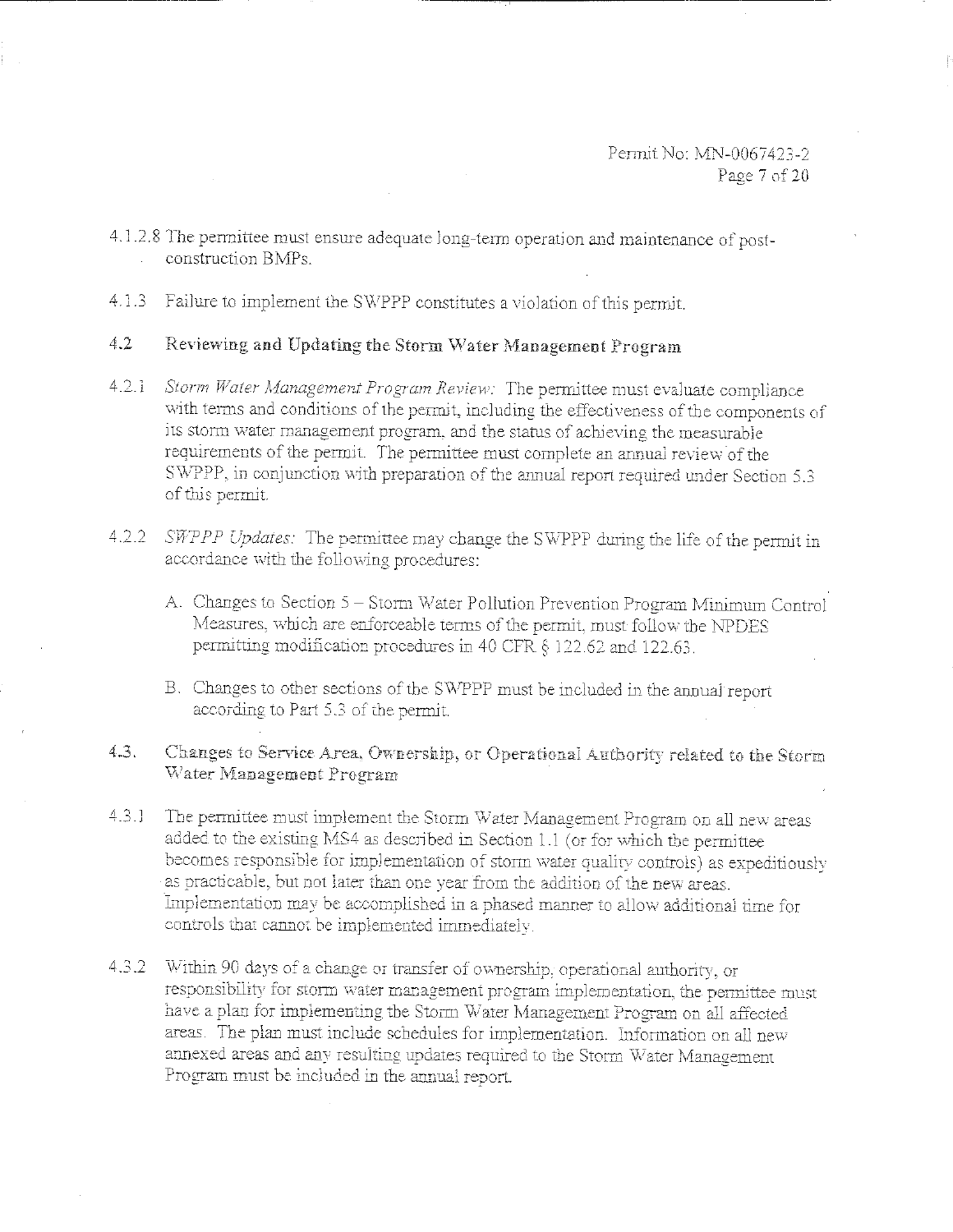4.1.2.8 The permittee must ensure adequate long-term operation and maintenance of post-construction BMPs.

4.1.3 Failure to implement the SWPPP constitutes a violation of this permit.

## 4.2 Reviewing and Updating the Storm Water Management Program

4.2.1 *Storm Water Management Program Review:* The permittee must evaluate compliance with terms and conditions of the permit, including the effectiveness of the components of its storm water management program, and the status of achieving the measurable requirements of the permit. The permittee must complete an annual review of the SWPPP, in conjunction with preparation of the annual report required under Section 5.3 of this permit.

4.2.2 *SWPPP Updates:* The permittee may change the SWPPP during the life of the permit in accordance with the following procedures:

A. Changes to Section 5 – Storm Water Pollution Prevention Program Minimum Control Measures, which are enforceable terms of the permit, must follow the NPDES permitting modification procedures in 40 CFR § 122.62 and 122.63.

B. Changes to other sections of the SWPPP must be included in the annual report according to Part 5.3 of the permit.

## 4.3. Changes to Service Area, Ownership, or Operational Authority related to the Storm Water Management Program

4.3.1 The permittee must implement the Storm Water Management Program on all new areas added to the existing MS4 as described in Section 1.1 (or for which the permittee becomes responsible for implementation of storm water quality controls) as expeditiously as practicable, but not later than one year from the addition of the new areas. Implementation may be accomplished in a phased manner to allow additional time for controls that cannot be implemented immediately.

4.3.2 Within 90 days of a change or transfer of ownership, operational authority, or responsibility for storm water management program implementation, the permittee must have a plan for implementing the Storm Water Management Program on all affected areas. The plan must include schedules for implementation. Information on all new annexed areas and any resulting updates required to the Storm Water Management Program must be included in the annual report.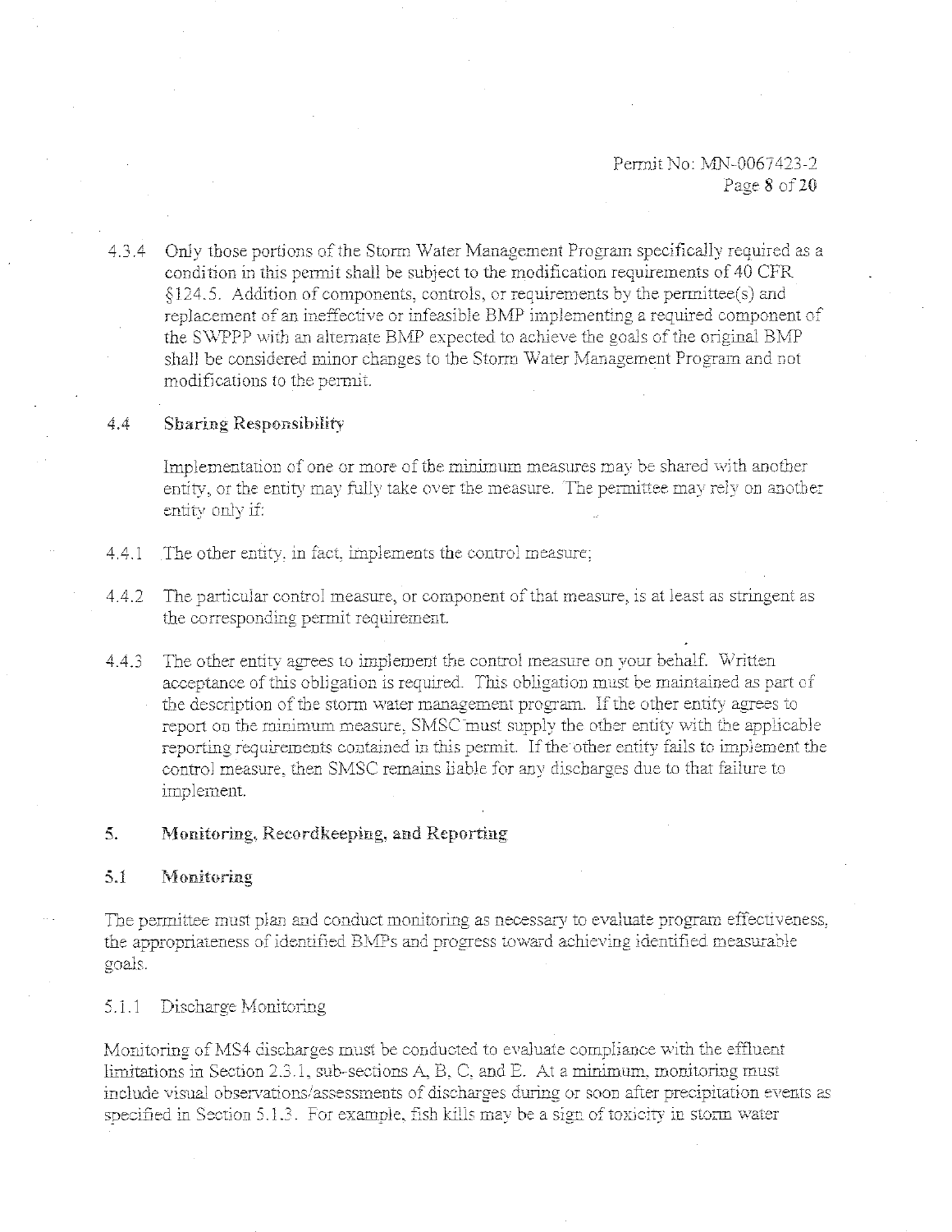4.3.4 Only those portions of the Storm Water Management Program specifically required as a condition in this permit shall be subject to the modification requirements of 40 CFR §124.5. Addition of components, controls, or requirements by the permittee(s) and replacement of an ineffective or infeasible BMP implementing a required component of the SWPPP with an alternate BMP expected to achieve the goals of the original BMP shall be considered minor changes to the Storm Water Management Program and not modifications to the permit.

## 4.4 Sharing Responsibility

Implementation of one or more of the minimum measures may be shared with another entity, or the entity may fully take over the measure. The permittee may rely on another entity only if:

4.4.1 The other entity, in fact, implements the control measure;

4.4.2 The particular control measure, or component of that measure, is at least as stringent as the corresponding permit requirement.

4.4.3 The other entity agrees to implement the control measure on your behalf. Written acceptance of this obligation is required. This obligation must be maintained as part of the description of the storm water management program. If the other entity agrees to report on the minimum measure, SMSC must supply the other entity with the applicable reporting requirements contained in this permit. If the other entity fails to implement the control measure, then SMSC remains liable for any discharges due to that failure to implement.

# 5. Monitoring, Recordkeeping, and Reporting

## 5.1 Monitoring

The permittee must plan and conduct monitoring as necessary to evaluate program effectiveness, the appropriateness of identified BMPs and progress toward achieving identified measurable goals.

### 5.1.1 Discharge Monitoring

Monitoring of MS4 discharges must be conducted to evaluate compliance with the effluent limitations in Section 2.3.1, sub-sections A, B, C, and E. At a minimum, monitoring must include visual observations/assessments of discharges during or soon after precipitation events as specified in Section 5.1.3. For example, fish kills may be a sign of toxicity in storm water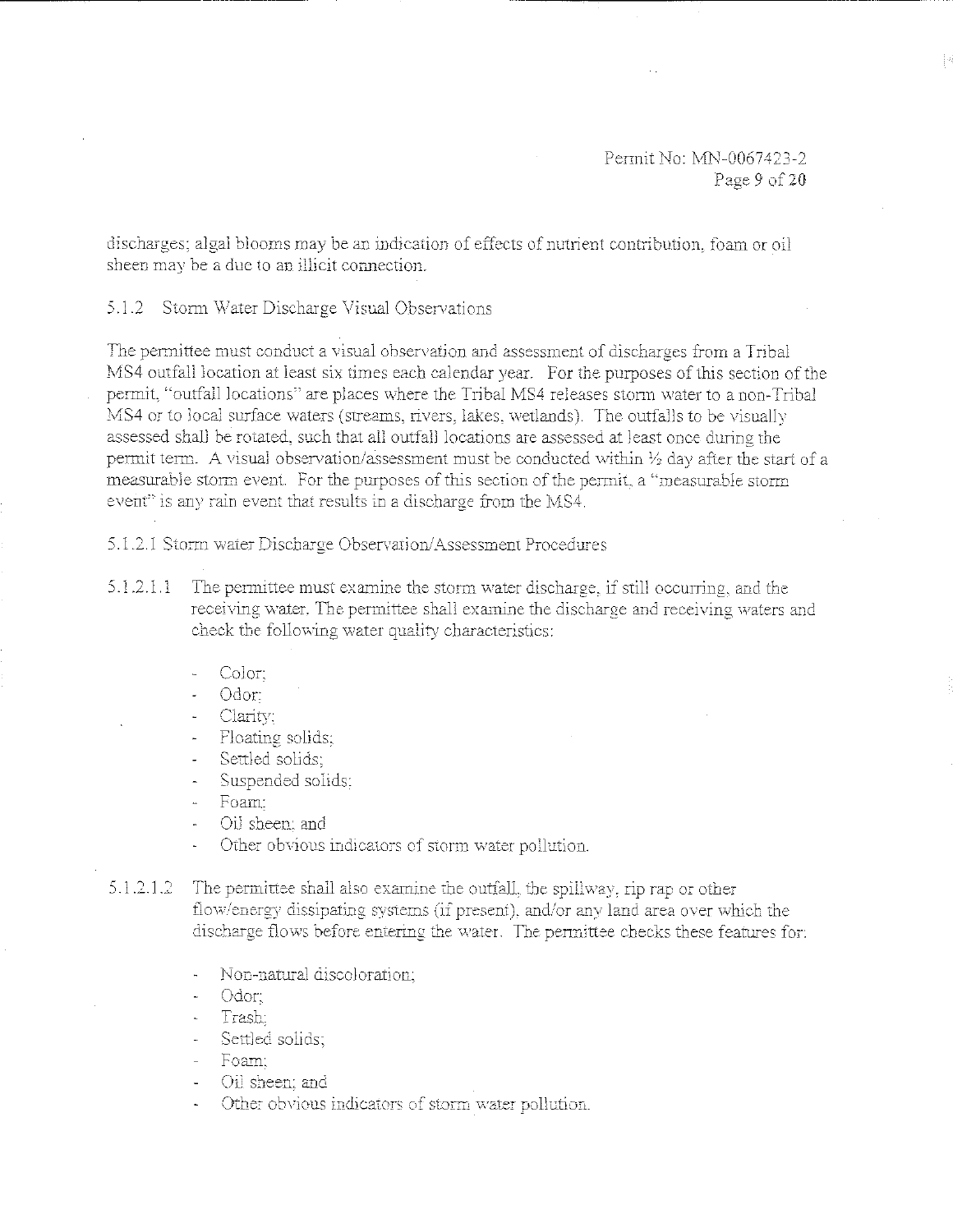discharges; algal blooms may be an indication of effects of nutrient contribution, foam or oil sheen may be a due to an illicit connection.

### 5.1.2 Storm Water Discharge Visual Observations

The permittee must conduct a visual observation and assessment of discharges from a Tribal MS4 outfall location at least six times each calendar year. For the purposes of this section of the permit, "outfall locations" are places where the Tribal MS4 releases storm water to a non-Tribal MS4 or to local surface waters (streams, rivers, lakes, wetlands). The outfalls to be visually assessed shall be rotated, such that all outfall locations are assessed at least once during the permit term. A visual observation/assessment must be conducted within ½ day after the start of a measurable storm event. For the purposes of this section of the permit, a "measurable storm event" is any rain event that results in a discharge from the MS4.

#### 5.1.2.1 Storm water Discharge Observation/Assessment Procedures

5.1.2.1.1 The permittee must examine the storm water discharge, if still occurring, and the receiving water. The permittee shall examine the discharge and receiving waters and check the following water quality characteristics:

- Color;
- Odor;
- Clarity;
- Floating solids;
- Settled solids;
- Suspended solids;
- Foam;
- Oil sheen; and
- Other obvious indicators of storm water pollution.

5.1.2.1.2 The permittee shall also examine the outfall, the spillway, rip rap or other flow/energy dissipating systems (if present), and/or any land area over which the discharge flows before entering the water. The permittee checks these features for:

- Non-natural discoloration;
- Odor;
- Trash;
- Settled solids;
- Foam;
- Oil sheen; and
- Other obvious indicators of storm water pollution.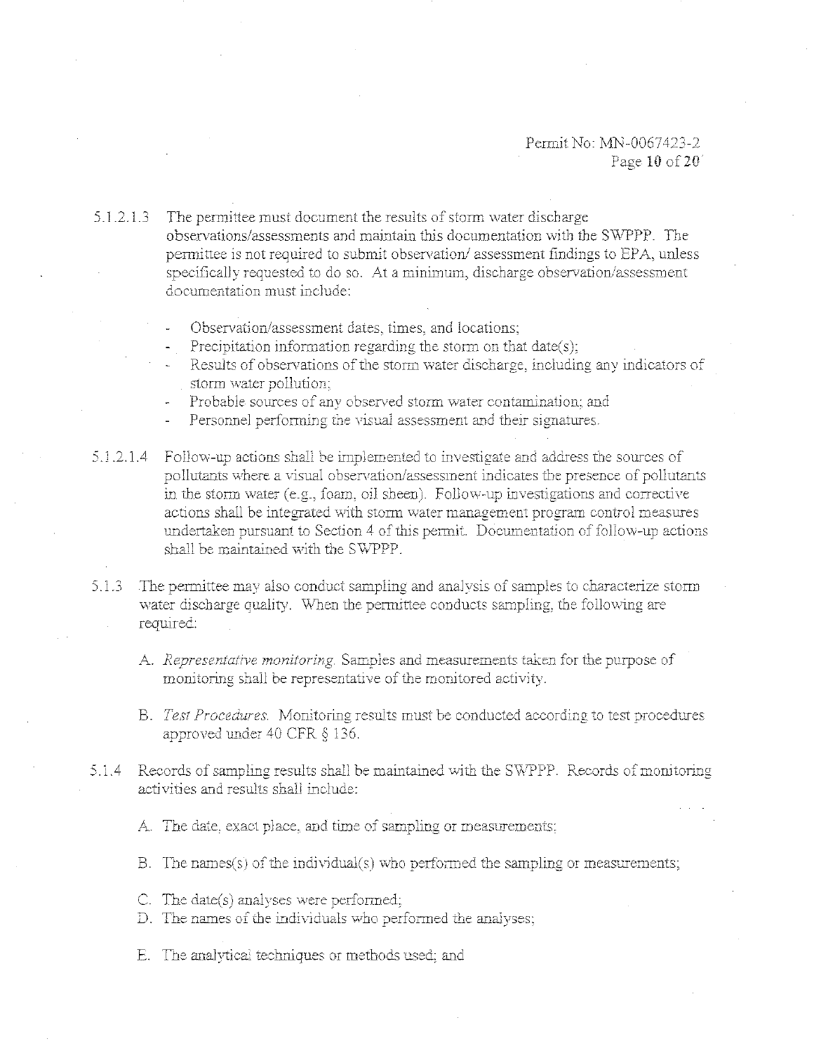5.1.2.1.3 The permittee must document the results of storm water discharge observations/assessments and maintain this documentation with the SWPPP. The permittee is not required to submit observation/ assessment findings to EPA, unless specifically requested to do so. At a minimum, discharge observation/assessment documentation must include:

- Observation/assessment dates, times, and locations;
- Precipitation information regarding the storm on that date(s);
- Results of observations of the storm water discharge, including any indicators of storm water pollution;
- Probable sources of any observed storm water contamination; and
- Personnel performing the visual assessment and their signatures.

5.1.2.1.4 Follow-up actions shall be implemented to investigate and address the sources of pollutants where a visual observation/assessment indicates the presence of pollutants in the storm water (e.g., foam, oil sheen). Follow-up investigations and corrective actions shall be integrated with storm water management program control measures undertaken pursuant to Section 4 of this permit. Documentation of follow-up actions shall be maintained with the SWPPP.

5.1.3 The permittee may also conduct sampling and analysis of samples to characterize storm water discharge quality. When the permittee conducts sampling, the following are required:

A. *Representative monitoring.* Samples and measurements taken for the purpose of monitoring shall be representative of the monitored activity.

B. *Test Procedures.* Monitoring results must be conducted according to test procedures approved under 40 CFR § 136.

5.1.4 Records of sampling results shall be maintained with the SWPPP. Records of monitoring activities and results shall include:

A. The date, exact place, and time of sampling or measurements;

B. The names(s) of the individual(s) who performed the sampling or measurements;

C. The date(s) analyses were performed;

D. The names of the individuals who performed the analyses;

E. The analytical techniques or methods used; and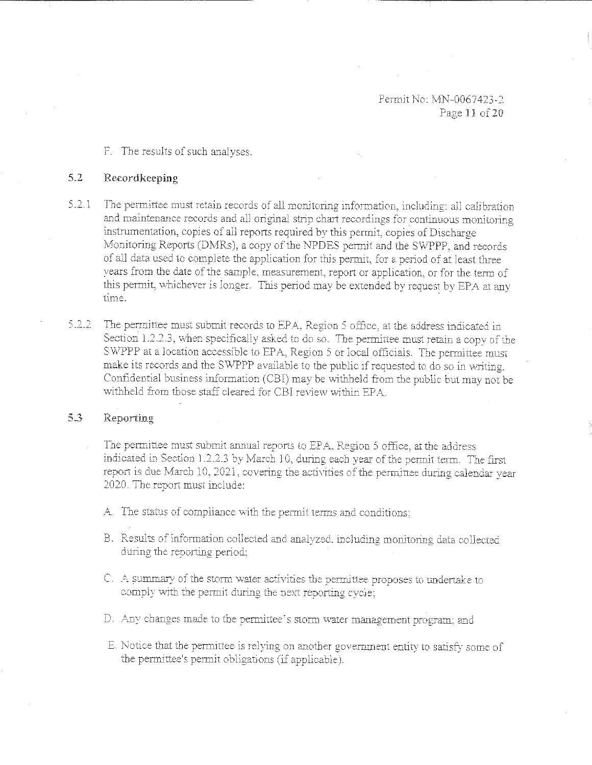F. The results of such analyses.

## 5.2 Recordkeeping

5.2.1 The permittee must retain records of all monitoring information, including: all calibration and maintenance records and all original strip chart recordings for continuous monitoring instrumentation, copies of all reports required by this permit, copies of Discharge Monitoring Reports (DMRs), a copy of the NPDES permit and the SWPPP, and records of all data used to complete the application for this permit, for a period of at least three years from the date of the sample, measurement, report or application, or for the term of this permit, whichever is longer. This period may be extended by request by EPA at any time.

5.2.2 The permittee must submit records to EPA, Region 5 office, at the address indicated in Section 1.2.2.3, when specifically asked to do so. The permittee must retain a copy of the SWPPP at a location accessible to EPA, Region 5 or local officials. The permittee must make its records and the SWPPP available to the public if requested to do so in writing. Confidential business information (CBI) may be withheld from the public but may not be withheld from those staff cleared for CBI review within EPA.

## 5.3 Reporting

The permittee must submit annual reports to EPA, Region 5 office, at the address indicated in Section 1.2.2.3 by March 10, during each year of the permit term. The first report is due March 10, 2021, covering the activities of the permittee during calendar year 2020. The report must include:

A. The status of compliance with the permit terms and conditions;

B. Results of information collected and analyzed, including monitoring data collected during the reporting period;

C. A summary of the storm water activities the permittee proposes to undertake to comply with the permit during the next reporting cycle;

D. Any changes made to the permittee's storm water management program; and

E. Notice that the permittee is relying on another government entity to satisfy some of the permittee's permit obligations (if applicable).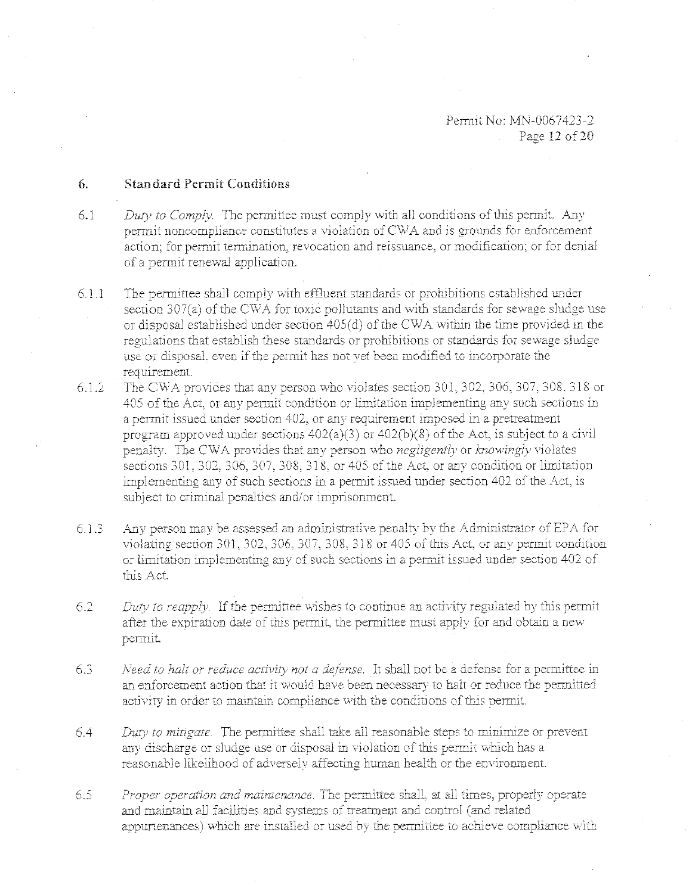## 6. Standard Permit Conditions

6.1 *Duty to Comply.* The permittee must comply with all conditions of this permit. Any permit noncompliance constitutes a violation of CWA and is grounds for enforcement action; for permit termination, revocation and reissuance, or modification; or for denial of a permit renewal application.

6.1.1 The permittee shall comply with effluent standards or prohibitions established under section 307(a) of the CWA for toxic pollutants and with standards for sewage sludge use or disposal established under section 405(d) of the CWA within the time provided in the regulations that establish these standards or prohibitions or standards for sewage sludge use or disposal, even if the permit has not yet been modified to incorporate the requirement.

6.1.2 The CWA provides that any person who violates section 301, 302, 306, 307, 308, 318 or 405 of the Act, or any permit condition or limitation implementing any such sections in a permit issued under section 402, or any requirement imposed in a pretreatment program approved under sections 402(a)(3) or 402(b)(8) of the Act, is subject to a civil penalty. The CWA provides that any person who *negligently* or *knowingly* violates sections 301, 302, 306, 307, 308, 318, or 405 of the Act, or any condition or limitation implementing any of such sections in a permit issued under section 402 of the Act, is subject to criminal penalties and/or imprisonment.

6.1.3 Any person may be assessed an administrative penalty by the Administrator of EPA for violating section 301, 302, 306, 307, 308, 318 or 405 of this Act, or any permit condition or limitation implementing any of such sections in a permit issued under section 402 of this Act.

6.2 *Duty to reapply.* If the permittee wishes to continue an activity regulated by this permit after the expiration date of this permit, the permittee must apply for and obtain a new permit.

6.3 *Need to halt or reduce activity not a defense.* It shall not be a defense for a permittee in an enforcement action that it would have been necessary to halt or reduce the permitted activity in order to maintain compliance with the conditions of this permit.

6.4 *Duty to mitigate.* The permittee shall take all reasonable steps to minimize or prevent any discharge or sludge use or disposal in violation of this permit which has a reasonable likelihood of adversely affecting human health or the environment.

6.5 *Proper operation and maintenance.* The permittee shall, at all times, properly operate and maintain all facilities and systems of treatment and control (and related appurtenances) which are installed or used by the permittee to achieve compliance with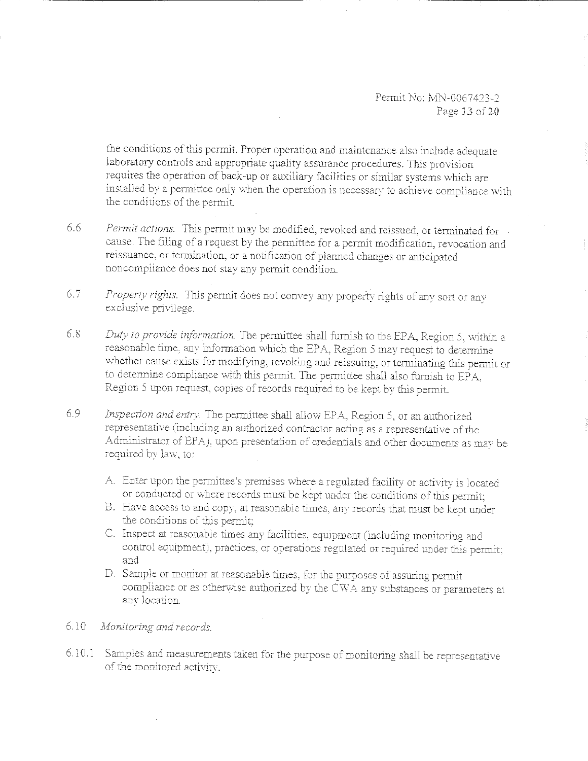the conditions of this permit. Proper operation and maintenance also include adequate laboratory controls and appropriate quality assurance procedures. This provision requires the operation of back-up or auxiliary facilities or similar systems which are installed by a permittee only when the operation is necessary to achieve compliance with the conditions of the permit.

6.6 *Permit actions.* This permit may be modified, revoked and reissued, or terminated for cause. The filing of a request by the permittee for a permit modification, revocation and reissuance, or termination, or a notification of planned changes or anticipated noncompliance does not stay any permit condition.

6.7 *Property rights.* This permit does not convey any property rights of any sort or any exclusive privilege.

6.8 *Duty to provide information.* The permittee shall furnish to the EPA, Region 5, within a reasonable time, any information which the EPA, Region 5 may request to determine whether cause exists for modifying, revoking and reissuing, or terminating this permit or to determine compliance with this permit. The permittee shall also furnish to EPA, Region 5 upon request, copies of records required to be kept by this permit.

6.9 *Inspection and entry.* The permittee shall allow EPA, Region 5, or an authorized representative (including an authorized contractor acting as a representative of the Administrator of EPA), upon presentation of credentials and other documents as may be required by law, to:

A. Enter upon the permittee's premises where a regulated facility or activity is located or conducted or where records must be kept under the conditions of this permit;
B. Have access to and copy, at reasonable times, any records that must be kept under the conditions of this permit;
C. Inspect at reasonable times any facilities, equipment (including monitoring and control equipment), practices, or operations regulated or required under this permit; and
D. Sample or monitor at reasonable times, for the purposes of assuring permit compliance or as otherwise authorized by the CWA any substances or parameters at any location.

6.10 *Monitoring and records.*

6.10.1 Samples and measurements taken for the purpose of monitoring shall be representative of the monitored activity.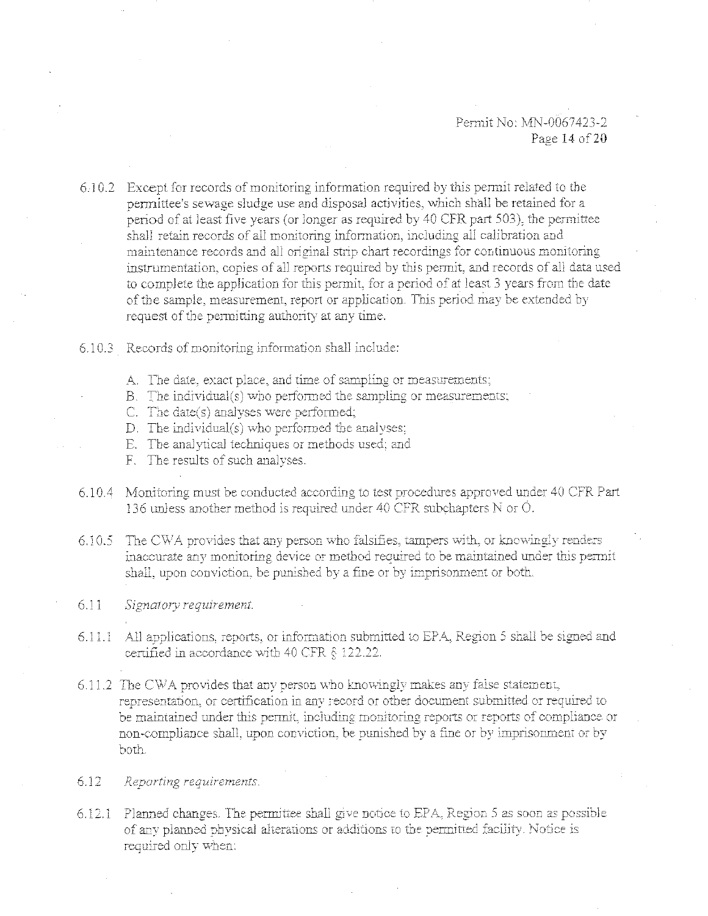6.10.2 Except for records of monitoring information required by this permit related to the permittee's sewage sludge use and disposal activities, which shall be retained for a period of at least five years (or longer as required by 40 CFR part 503), the permittee shall retain records of all monitoring information, including all calibration and maintenance records and all original strip chart recordings for continuous monitoring instrumentation, copies of all reports required by this permit, and records of all data used to complete the application for this permit, for a period of at least 3 years from the date of the sample, measurement, report or application. This period may be extended by request of the permitting authority at any time.

6.10.3 Records of monitoring information shall include:

A. The date, exact place, and time of sampling or measurements;
B. The individual(s) who performed the sampling or measurements;
C. The date(s) analyses were performed;
D. The individual(s) who performed the analyses;
E. The analytical techniques or methods used; and
F. The results of such analyses.

6.10.4 Monitoring must be conducted according to test procedures approved under 40 CFR Part 136 unless another method is required under 40 CFR subchapters N or O.

6.10.5 The CWA provides that any person who falsifies, tampers with, or knowingly renders inaccurate any monitoring device or method required to be maintained under this permit shall, upon conviction, be punished by a fine or by imprisonment or both.

6.11 *Signatory requirement.*

6.11.1 All applications, reports, or information submitted to EPA, Region 5 shall be signed and certified in accordance with 40 CFR § 122.22.

6.11.2 The CWA provides that any person who knowingly makes any false statement, representation, or certification in any record or other document submitted or required to be maintained under this permit, including monitoring reports or reports of compliance or non-compliance shall, upon conviction, be punished by a fine or by imprisonment or by both.

6.12 *Reporting requirements.*

6.12.1 Planned changes. The permittee shall give notice to EPA, Region 5 as soon as possible of any planned physical alterations or additions to the permitted facility. Notice is required only when: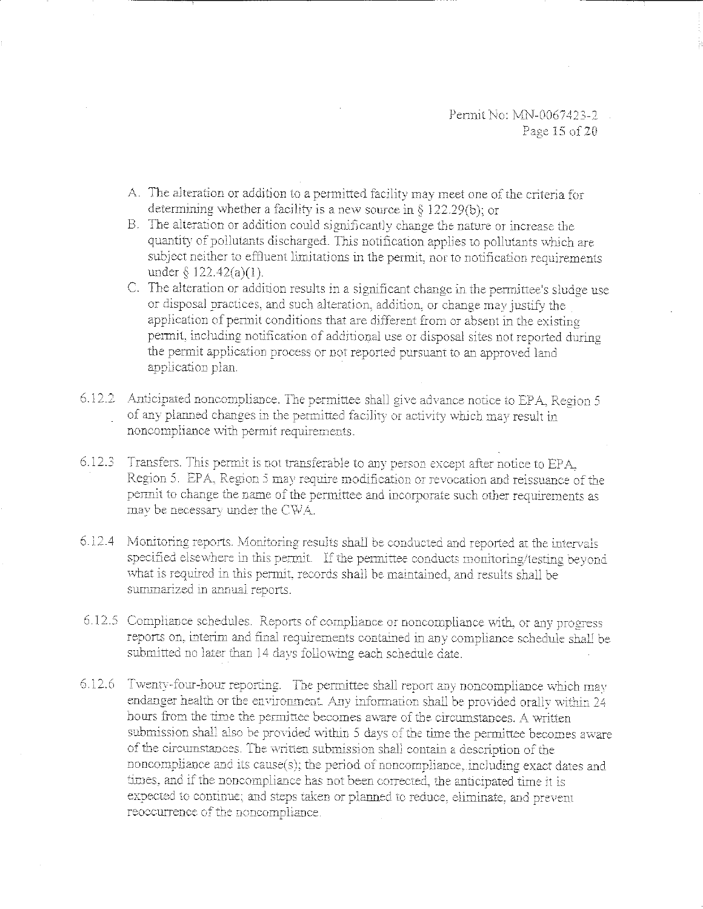A. The alteration or addition to a permitted facility may meet one of the criteria for determining whether a facility is a new source in § 122.29(b); or

B. The alteration or addition could significantly change the nature or increase the quantity of pollutants discharged. This notification applies to pollutants which are subject neither to effluent limitations in the permit, nor to notification requirements under § 122.42(a)(1).

C. The alteration or addition results in a significant change in the permittee's sludge use or disposal practices, and such alteration, addition, or change may justify the application of permit conditions that are different from or absent in the existing permit, including notification of additional use or disposal sites not reported during the permit application process or not reported pursuant to an approved land application plan.

6.12.2 Anticipated noncompliance. The permittee shall give advance notice to EPA, Region 5 of any planned changes in the permitted facility or activity which may result in noncompliance with permit requirements.

6.12.3 Transfers. This permit is not transferable to any person except after notice to EPA, Region 5. EPA, Region 5 may require modification or revocation and reissuance of the permit to change the name of the permittee and incorporate such other requirements as may be necessary under the CWA.

6.12.4 Monitoring reports. Monitoring results shall be conducted and reported at the intervals specified elsewhere in this permit. If the permittee conducts monitoring/testing beyond what is required in this permit, records shall be maintained, and results shall be summarized in annual reports.

6.12.5 Compliance schedules. Reports of compliance or noncompliance with, or any progress reports on, interim and final requirements contained in any compliance schedule shall be submitted no later than 14 days following each schedule date.

6.12.6 Twenty-four-hour reporting. The permittee shall report any noncompliance which may endanger health or the environment. Any information shall be provided orally within 24 hours from the time the permittee becomes aware of the circumstances. A written submission shall also be provided within 5 days of the time the permittee becomes aware of the circumstances. The written submission shall contain a description of the noncompliance and its cause(s); the period of noncompliance, including exact dates and times, and if the noncompliance has not been corrected, the anticipated time it is expected to continue; and steps taken or planned to reduce, eliminate, and prevent reoccurrence of the noncompliance.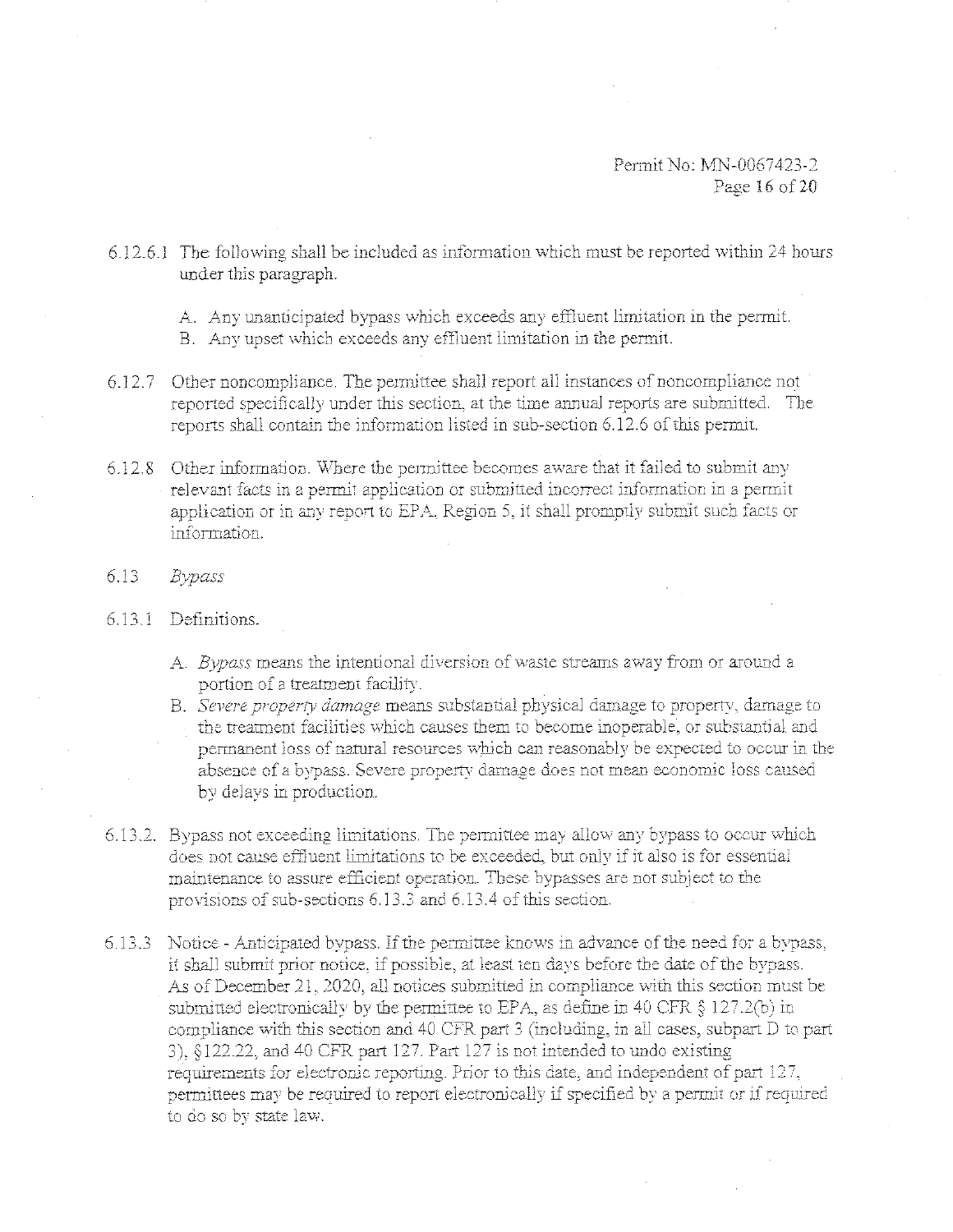6.12.6.1 The following shall be included as information which must be reported within 24 hours under this paragraph.

A. Any unanticipated bypass which exceeds any effluent limitation in the permit.
B. Any upset which exceeds any effluent limitation in the permit.

6.12.7 Other noncompliance. The permittee shall report all instances of noncompliance not reported specifically under this section, at the time annual reports are submitted. The reports shall contain the information listed in sub-section 6.12.6 of this permit.

6.12.8 Other information. Where the permittee becomes aware that it failed to submit any relevant facts in a permit application or submitted incorrect information in a permit application or in any report to EPA, Region 5, it shall promptly submit such facts or information.

6.13 *Bypass*

6.13.1 Definitions.

A. *Bypass* means the intentional diversion of waste streams away from or around a portion of a treatment facility.
B. *Severe property damage* means substantial physical damage to property, damage to the treatment facilities which causes them to become inoperable, or substantial and permanent loss of natural resources which can reasonably be expected to occur in the absence of a bypass. Severe property damage does not mean economic loss caused by delays in production.

6.13.2. Bypass not exceeding limitations. The permittee may allow any bypass to occur which does not cause effluent limitations to be exceeded, but only if it also is for essential maintenance to assure efficient operation. These bypasses are not subject to the provisions of sub-sections 6.13.3 and 6.13.4 of this section.

6.13.3 Notice - Anticipated bypass. If the permittee knows in advance of the need for a bypass, it shall submit prior notice, if possible, at least ten days before the date of the bypass. As of December 21, 2020, all notices submitted in compliance with this section must be submitted electronically by the permittee to EPA, as define in 40 CFR § 127.2(b) in compliance with this section and 40 CFR part 3 (including, in all cases, subpart D to part 3), §122.22, and 40 CFR part 127. Part 127 is not intended to undo existing requirements for electronic reporting. Prior to this date, and independent of part 127, permittees may be required to report electronically if specified by a permit or if required to do so by state law.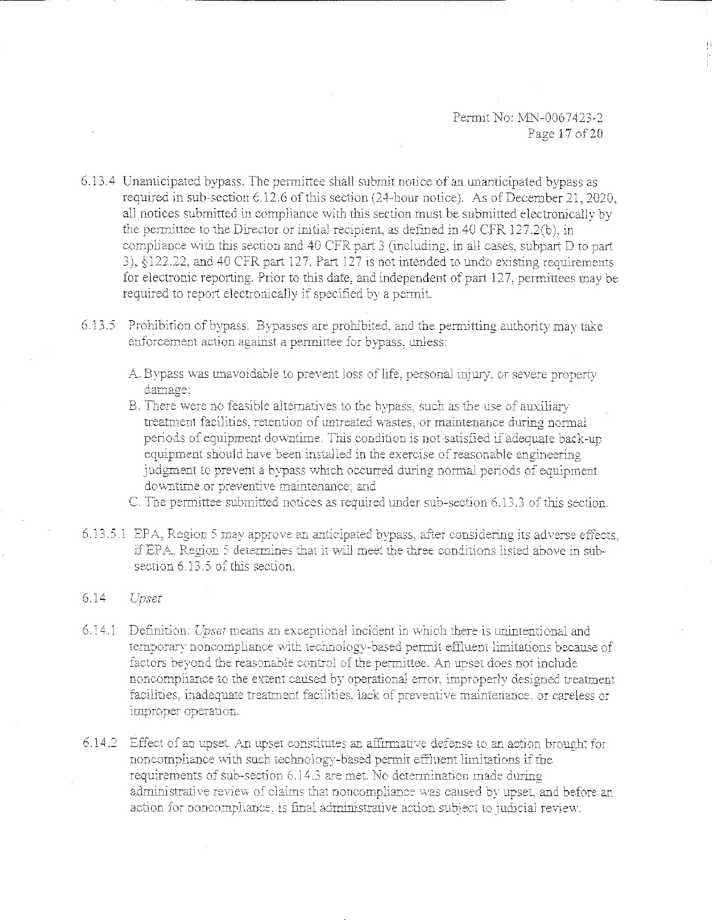6.13.4 Unanticipated bypass. The permittee shall submit notice of an unanticipated bypass as required in sub-section 6.12.6 of this section (24-hour notice). As of December 21, 2020, all notices submitted in compliance with this section must be submitted electronically by the permittee to the Director or initial recipient, as defined in 40 CFR 127.2(b), in compliance with this section and 40 CFR part 3 (including, in all cases, subpart D to part 3), §122.22, and 40 CFR part 127. Part 127 is not intended to undo existing requirements for electronic reporting. Prior to this date, and independent of part 127, permittees may be required to report electronically if specified by a permit.

6.13.5 Prohibition of bypass. Bypasses are prohibited, and the permitting authority may take enforcement action against a permittee for bypass, unless:

A. Bypass was unavoidable to prevent loss of life, personal injury, or severe property damage;

B. There were no feasible alternatives to the bypass, such as the use of auxiliary treatment facilities, retention of untreated wastes, or maintenance during normal periods of equipment downtime. This condition is not satisfied if adequate back-up equipment should have been installed in the exercise of reasonable engineering judgment to prevent a bypass which occurred during normal periods of equipment downtime or preventive maintenance; and

C. The permittee submitted notices as required under sub-section 6.13.3 of this section.

6.13.5.1 EPA, Region 5 may approve an anticipated bypass, after considering its adverse effects, if EPA, Region 5 determines that it will meet the three conditions listed above in sub-section 6.13.5 of this section.

6.14 *Upset*

6.14.1 Definition: *Upset* means an exceptional incident in which there is unintentional and temporary noncompliance with technology-based permit effluent limitations because of factors beyond the reasonable control of the permittee. An upset does not include noncompliance to the extent caused by operational error, improperly designed treatment facilities, inadequate treatment facilities, lack of preventive maintenance, or careless or improper operation.

6.14.2 Effect of an upset. An upset constitutes an affirmative defense to an action brought for noncompliance with such technology-based permit effluent limitations if the requirements of sub-section 6.14.3 are met. No determination made during administrative review of claims that noncompliance was caused by upset, and before an action for noncompliance, is final administrative action subject to judicial review.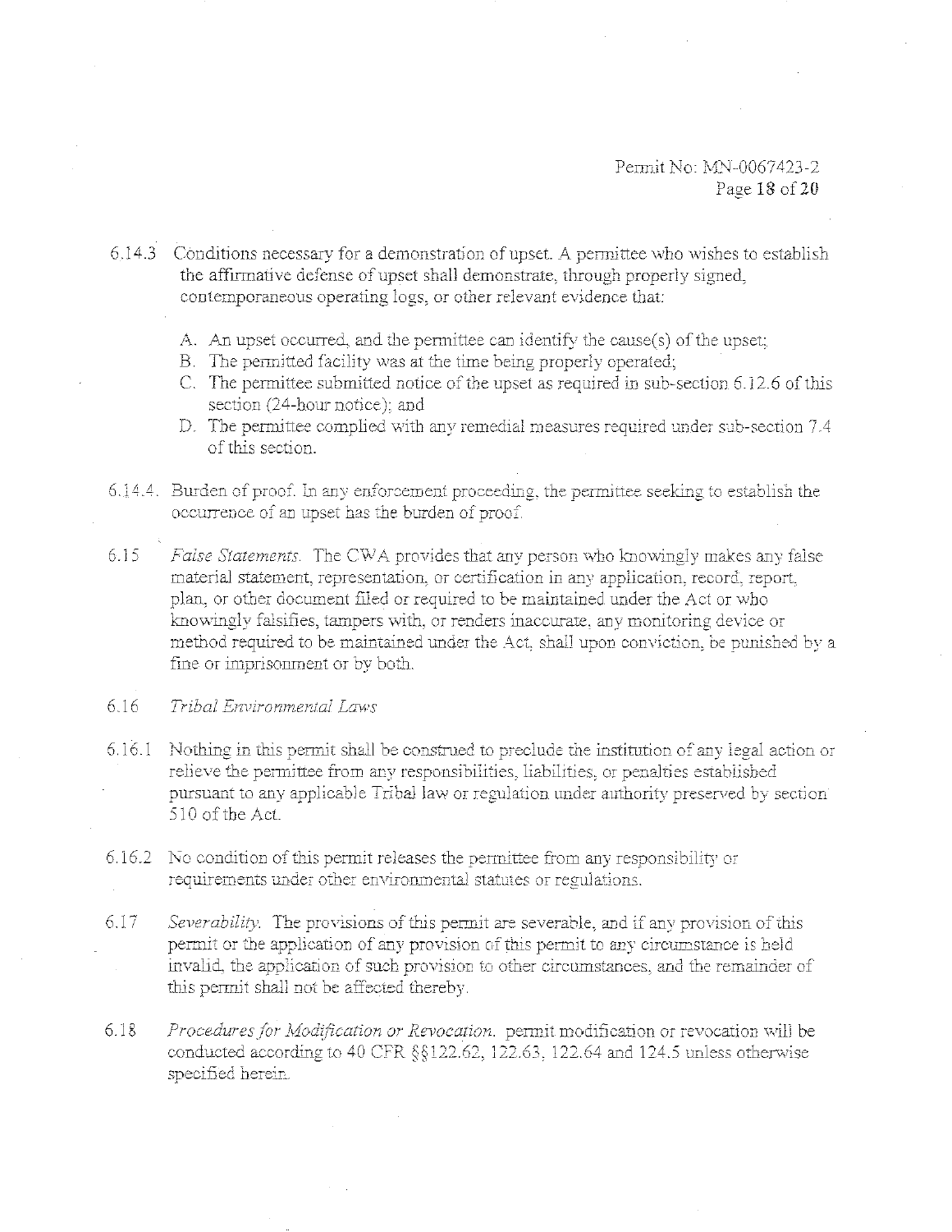6.14.3 Conditions necessary for a demonstration of upset. A permittee who wishes to establish the affirmative defense of upset shall demonstrate, through properly signed, contemporaneous operating logs, or other relevant evidence that:

A. An upset occurred, and the permittee can identify the cause(s) of the upset;
B. The permitted facility was at the time being properly operated;
C. The permittee submitted notice of the upset as required in sub-section 6.12.6 of this section (24-hour notice); and
D. The permittee complied with any remedial measures required under sub-section 7.4 of this section.

6.14.4. Burden of proof. In any enforcement proceeding, the permittee seeking to establish the occurrence of an upset has the burden of proof.

6.15 *False Statements.* The CWA provides that any person who knowingly makes any false material statement, representation, or certification in any application, record, report, plan, or other document filed or required to be maintained under the Act or who knowingly falsifies, tampers with, or renders inaccurate, any monitoring device or method required to be maintained under the Act, shall upon conviction, be punished by a fine or imprisonment or by both.

6.16 *Tribal Environmental Laws*

6.16.1 Nothing in this permit shall be construed to preclude the institution of any legal action or relieve the permittee from any responsibilities, liabilities, or penalties established pursuant to any applicable Tribal law or regulation under authority preserved by section 510 of the Act.

6.16.2 No condition of this permit releases the permittee from any responsibility or requirements under other environmental statutes or regulations.

6.17 *Severability.* The provisions of this permit are severable, and if any provision of this permit or the application of any provision of this permit to any circumstance is held invalid, the application of such provision to other circumstances, and the remainder of this permit shall not be affected thereby.

6.18 *Procedures for Modification or Revocation.* permit modification or revocation will be conducted according to 40 CFR §§122.62, 122.63, 122.64 and 124.5 unless otherwise specified herein.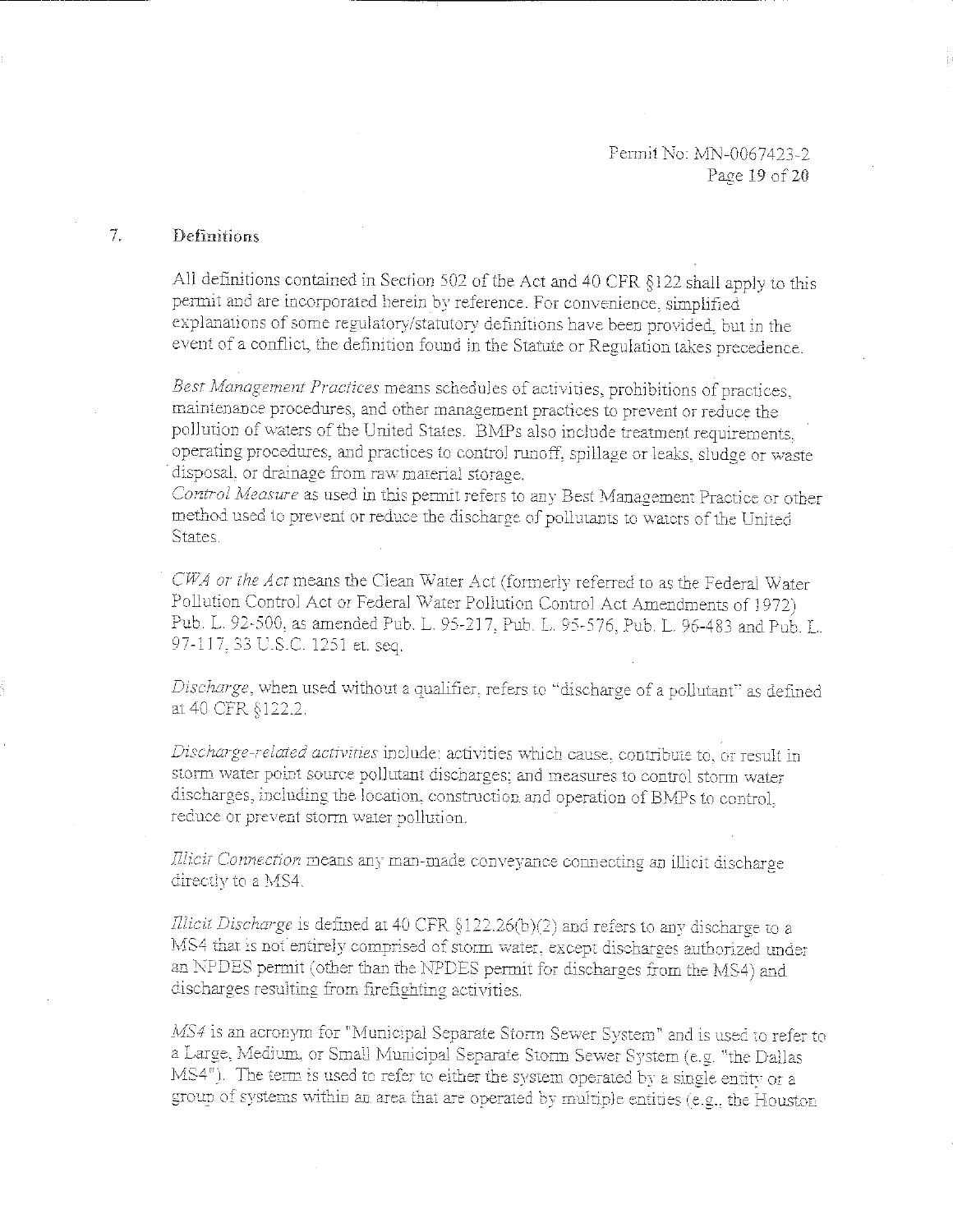## 7. Definitions

All definitions contained in Section 502 of the Act and 40 CFR §122 shall apply to this permit and are incorporated herein by reference. For convenience, simplified explanations of some regulatory/statutory definitions have been provided, but in the event of a conflict, the definition found in the Statute or Regulation takes precedence.

*Best Management Practices* means schedules of activities, prohibitions of practices, maintenance procedures, and other management practices to prevent or reduce the pollution of waters of the United States. BMPs also include treatment requirements, operating procedures, and practices to control runoff, spillage or leaks, sludge or waste disposal, or drainage from raw material storage.

*Control Measure* as used in this permit refers to any Best Management Practice or other method used to prevent or reduce the discharge of pollutants to waters of the United States.

*CWA or the Act* means the Clean Water Act (formerly referred to as the Federal Water Pollution Control Act or Federal Water Pollution Control Act Amendments of 1972) Pub. L. 92-500, as amended Pub. L. 95-217, Pub. L. 95-576, Pub. L. 96-483 and Pub. L. 97-117, 33 U.S.C. 1251 et. seq.

*Discharge*, when used without a qualifier, refers to "discharge of a pollutant" as defined at 40 CFR §122.2.

*Discharge-related activities* include: activities which cause, contribute to, or result in storm water point source pollutant discharges; and measures to control storm water discharges, including the location, construction and operation of BMPs to control, reduce or prevent storm water pollution.

*Illicit Connection* means any man-made conveyance connecting an illicit discharge directly to a MS4.

*Illicit Discharge* is defined at 40 CFR §122.26(b)(2) and refers to any discharge to a MS4 that is not entirely comprised of storm water, except discharges authorized under an NPDES permit (other than the NPDES permit for discharges from the MS4) and discharges resulting from firefighting activities.

*MS4* is an acronym for "Municipal Separate Storm Sewer System" and is used to refer to a Large, Medium, or Small Municipal Separate Storm Sewer System (e.g. "the Dallas MS4"). The term is used to refer to either the system operated by a single entity or a group of systems within an area that are operated by multiple entities (e.g., the Houston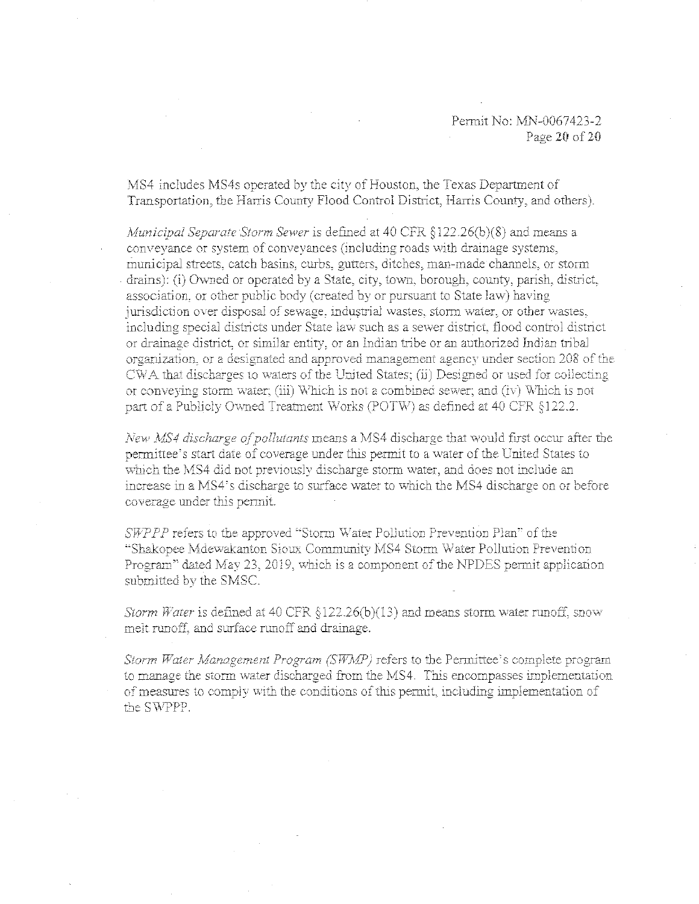MS4 includes MS4s operated by the city of Houston, the Texas Department of Transportation, the Harris County Flood Control District, Harris County, and others).

*Municipal Separate Storm Sewer* is defined at 40 CFR §122.26(b)(8) and means a conveyance or system of conveyances (including roads with drainage systems, municipal streets, catch basins, curbs, gutters, ditches, man-made channels, or storm drains): (i) Owned or operated by a State, city, town, borough, county, parish, district, association, or other public body (created by or pursuant to State law) having jurisdiction over disposal of sewage, industrial wastes, storm water, or other wastes, including special districts under State law such as a sewer district, flood control district or drainage district, or similar entity, or an Indian tribe or an authorized Indian tribal organization, or a designated and approved management agency under section 208 of the CWA that discharges to waters of the United States; (ii) Designed or used for collecting or conveying storm water; (iii) Which is not a combined sewer; and (iv) Which is not part of a Publicly Owned Treatment Works (POTW) as defined at 40 CFR §122.2.

*New MS4 discharge of pollutants* means a MS4 discharge that would first occur after the permittee's start date of coverage under this permit to a water of the United States to which the MS4 did not previously discharge storm water, and does not include an increase in a MS4's discharge to surface water to which the MS4 discharge on or before coverage under this permit.

*SWPPP* refers to the approved "Storm Water Pollution Prevention Plan" of the "Shakopee Mdewakanton Sioux Community MS4 Storm Water Pollution Prevention Program" dated May 23, 2019, which is a component of the NPDES permit application submitted by the SMSC.

*Storm Water* is defined at 40 CFR §122.26(b)(13) and means storm water runoff, snow melt runoff, and surface runoff and drainage.

*Storm Water Management Program (SWMP)* refers to the Permittee's complete program to manage the storm water discharged from the MS4. This encompasses implementation of measures to comply with the conditions of this permit, including implementation of the SWPPP.